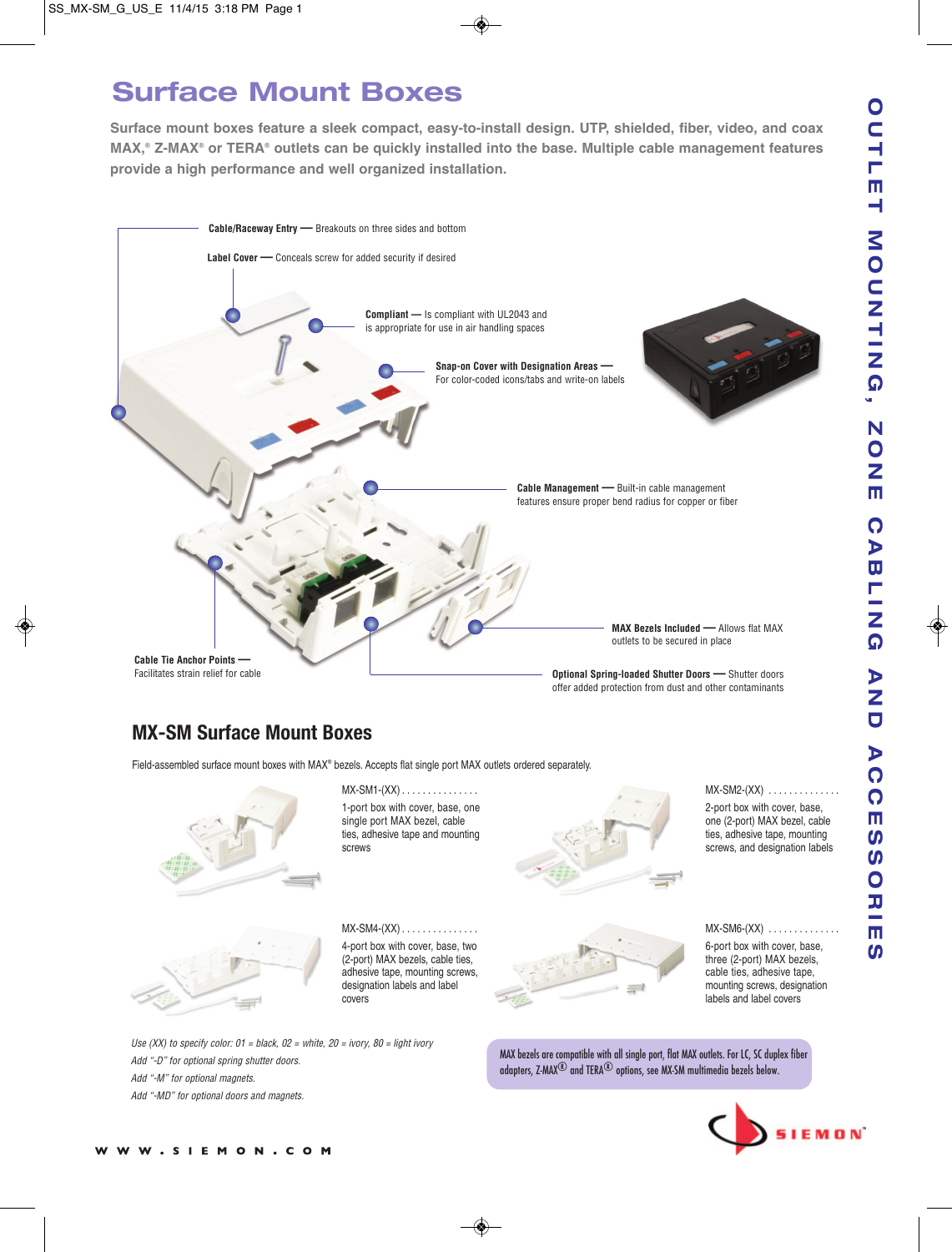# Surface Mount Boxes

**Surface mount boxes feature a sleek compact, easy-to-install design. UTP, shielded, fiber, video, and coax MAX,® Z-MAX® or TERA® outlets can be quickly installed into the base. Multiple cable management features provide a high performance and well organized installation.**

**Cable/Raceway Entry —** Breakouts on three sides and bottom

**Label Cover —** Conceals screw for added security if desired

**Compliant —** Is compliant with UL2043 and is appropriate for use in air handling spaces

**Snap-on Cover with Designation Areas —** For color-coded icons/tabs and write-on labels

**Cable Management —** Built-in cable management features ensure proper bend radius for copper or fiber

**MAX Bezels Included —** Allows flat MAX outlets to be secured in place

**Cable Tie Anchor Points —** Facilitates strain relief for cable

**Optional Spring-loaded Shutter Doors —** Shutter doors offer added protection from dust and other contaminants

## MX-SM Surface Mount Boxes

Field-assembled surface mount boxes with MAX® bezels. Accepts flat single port MAX outlets ordered separately.

MX-SM1-(XX) . . . . . . . . . . . . . . .
1-port box with cover, base, one single port MAX bezel, cable ties, adhesive tape and mounting screws

MX-SM2-(XX) . . . . . . . . . . . . . .
2-port box with cover, base, one (2-port) MAX bezel, cable ties, adhesive tape, mounting screws, and designation labels

MX-SM4-(XX) . . . . . . . . . . . . . . .
4-port box with cover, base, two (2-port) MAX bezels, cable ties, adhesive tape, mounting screws, designation labels and label covers

MX-SM6-(XX) . . . . . . . . . . . . . .
6-port box with cover, base, three (2-port) MAX bezels, cable ties, adhesive tape, mounting screws, designation labels and label covers

*Use (XX) to specify color: 01 = black, 02 = white, 20 = ivory, 80 = light ivory*
*Add "-D" for optional spring shutter doors.*
*Add "-M" for optional magnets.*
*Add "-MD" for optional doors and magnets.*

MAX bezels are compatible with all single port, flat MAX outlets. For LC, SC duplex fiber adapters, Z-MAX® and TERA® options, see MX-SM multimedia bezels below.

OUTLET MOUNTING, ZONE CABLING AND ACCESSORIES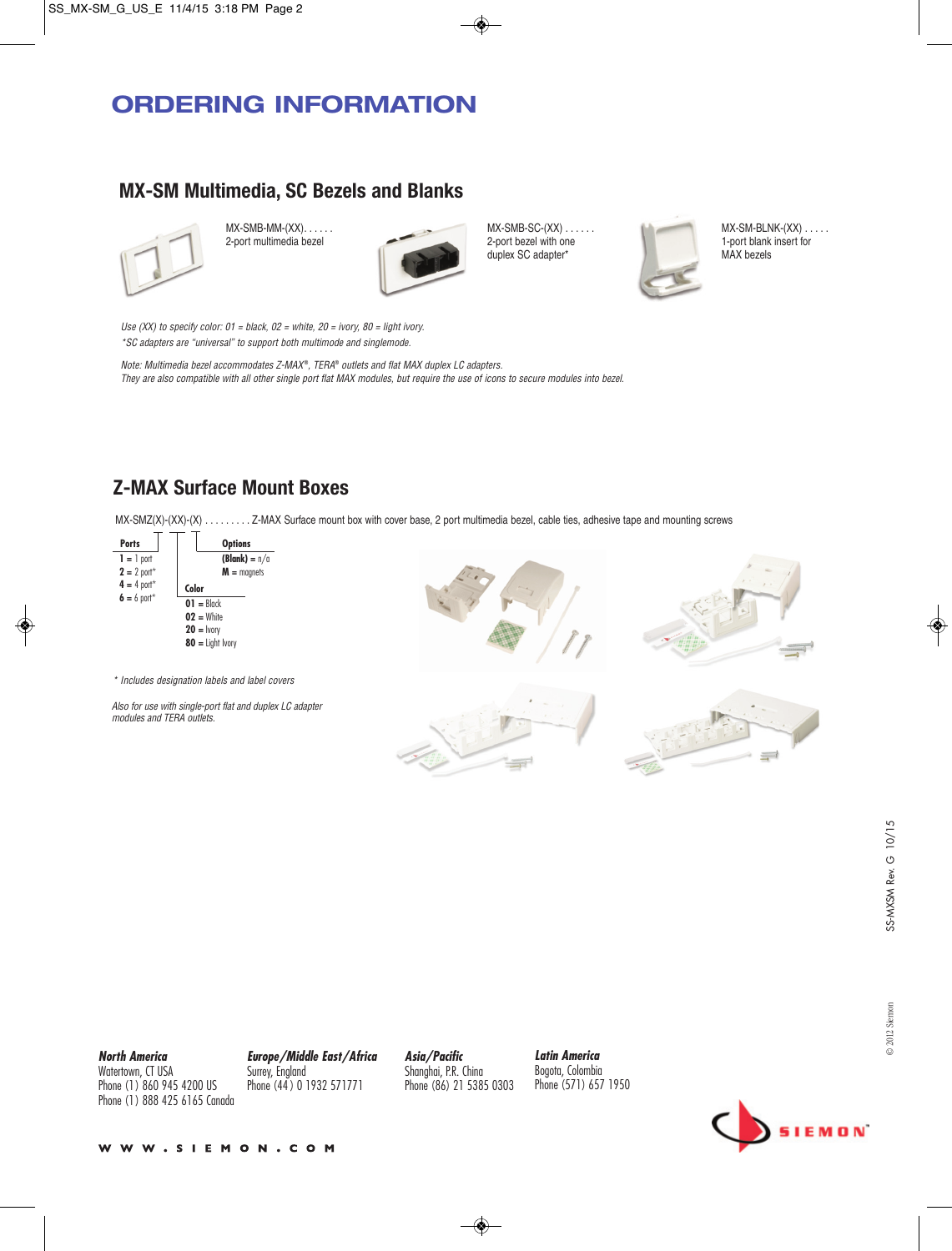# ORDERING INFORMATION

## MX-SM Multimedia, SC Bezels and Blanks

MX-SMB-MM-(XX). . . . . .
2-port multimedia bezel

MX-SMB-SC-(XX) . . . . . .
2-port bezel with one duplex SC adapter*

MX-SM-BLNK-(XX) . . . . .
1-port blank insert for MAX bezels

*Use (XX) to specify color: 01 = black, 02 = white, 20 = ivory, 80 = light ivory.*
*\*SC adapters are "universal" to support both multimode and singlemode.*

*Note: Multimedia bezel accommodates Z-MAX®, TERA® outlets and flat MAX duplex LC adapters.*
*They are also compatible with all other single port flat MAX modules, but require the use of icons to secure modules into bezel.*

## Z-MAX Surface Mount Boxes

MX-SMZ(X)-(XX)-(X) . . . . . . . . . Z-MAX Surface mount box with cover base, 2 port multimedia bezel, cable ties, adhesive tape and mounting screws

**Ports**
- **1** = 1 port
- **2** = 2 port*
- **4** = 4 port*
- **6** = 6 port*

**Color**
- **01** = Black
- **02** = White
- **20** = Ivory
- **80** = Light Ivory

**Options**
- **(Blank)** = n/a
- **M** = magnets

*\* Includes designation labels and label covers*

*Also for use with single-port flat and duplex LC adapter modules and TERA outlets.*

***North America***
Watertown, CT USA
Phone (1) 860 945 4200 US
Phone (1) 888 425 6165 Canada

***Europe/Middle East/Africa***
Surrey, England
Phone (44) 0 1932 571771

***Asia/Pacific***
Shanghai, P.R. China
Phone (86) 21 5385 0303

***Latin America***
Bogota, Colombia
Phone (571) 657 1950

WWW.SIEMON.COM

SS-MXSM Rev. G 10/15

© 2012 Siemon